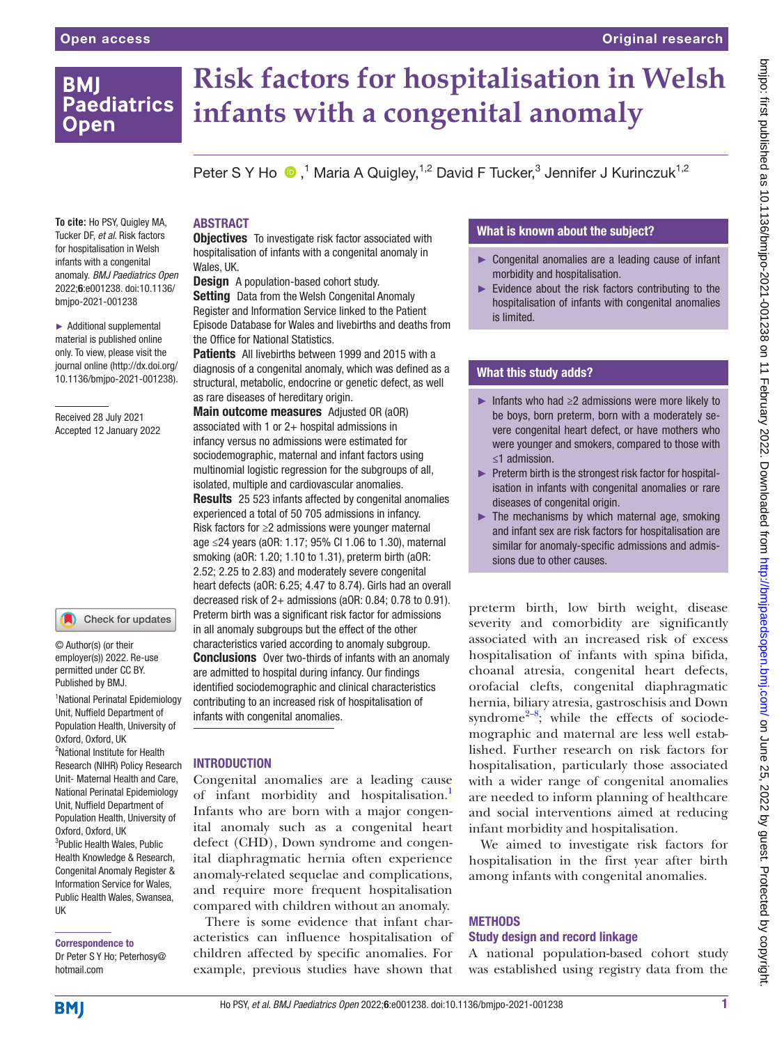# Risk factors for hospitalisation in Welsh infants with a congenital anomaly

Peter S Y Ho,[1] Maria A Quigley,[1,2] David F Tucker,[3] Jennifer J Kurinczuk[1,2]

**To cite:** Ho PSY, Quigley MA, Tucker DF, *et al*. Risk factors for hospitalisation in Welsh infants with a congenital anomaly. *BMJ Paediatrics Open* 2022;**6**:e001238. doi:10.1136/bmjpo-2021-001238

► Additional supplemental material is published online only. To view, please visit the journal online (http://dx.doi.org/10.1136/bmjpo-2021-001238).

Received 28 July 2021
Accepted 12 January 2022

© Author(s) (or their employer(s)) 2022. Re-use permitted under CC BY. Published by BMJ.

[1]National Perinatal Epidemiology Unit, Nuffield Department of Population Health, University of Oxford, Oxford, UK
[2]National Institute for Health Research (NIHR) Policy Research Unit- Maternal Health and Care, National Perinatal Epidemiology Unit, Nuffield Department of Population Health, University of Oxford, Oxford, UK
[3]Public Health Wales, Public Health Knowledge & Research, Congenital Anomaly Register & Information Service for Wales, Public Health Wales, Swansea, UK

**Correspondence to**
Dr Peter S Y Ho; Peterhosy@hotmail.com

## ABSTRACT

**Objectives** To investigate risk factor associated with hospitalisation of infants with a congenital anomaly in Wales, UK.

**Design** A population-based cohort study.

**Setting** Data from the Welsh Congenital Anomaly Register and Information Service linked to the Patient Episode Database for Wales and livebirths and deaths from the Office for National Statistics.

**Patients** All livebirths between 1999 and 2015 with a diagnosis of a congenital anomaly, which was defined as a structural, metabolic, endocrine or genetic defect, as well as rare diseases of hereditary origin.

**Main outcome measures** Adjusted OR (aOR) associated with 1 or 2+ hospital admissions in infancy versus no admissions were estimated for sociodemographic, maternal and infant factors using multinomial logistic regression for the subgroups of all, isolated, multiple and cardiovascular anomalies.

**Results** 25 523 infants affected by congenital anomalies experienced a total of 50 705 admissions in infancy. Risk factors for ≥2 admissions were younger maternal age ≤24 years (aOR: 1.17; 95% CI 1.06 to 1.30), maternal smoking (aOR: 1.20; 1.10 to 1.31), preterm birth (aOR: 2.52; 2.25 to 2.83) and moderately severe congenital heart defects (aOR: 6.25; 4.47 to 8.74). Girls had an overall decreased risk of 2+ admissions (aOR: 0.84; 0.78 to 0.91). Preterm birth was a significant risk factor for admissions in all anomaly subgroups but the effect of the other characteristics varied according to anomaly subgroup.

**Conclusions** Over two-thirds of infants with an anomaly are admitted to hospital during infancy. Our findings identified sociodemographic and clinical characteristics contributing to an increased risk of hospitalisation of infants with congenital anomalies.

### What is known about the subject?

- Congenital anomalies are a leading cause of infant morbidity and hospitalisation.
- Evidence about the risk factors contributing to the hospitalisation of infants with congenital anomalies is limited.

### What this study adds?

- Infants who had ≥2 admissions were more likely to be boys, born preterm, born with a moderately severe congenital heart defect, or have mothers who were younger and smokers, compared to those with ≤1 admission.
- Preterm birth is the strongest risk factor for hospitalisation in infants with congenital anomalies or rare diseases of congenital origin.
- The mechanisms by which maternal age, smoking and infant sex are risk factors for hospitalisation are similar for anomaly-specific admissions and admissions due to other causes.

## INTRODUCTION

Congenital anomalies are a leading cause of infant morbidity and hospitalisation.[1] Infants who are born with a major congenital anomaly such as a congenital heart defect (CHD), Down syndrome and congenital diaphragmatic hernia often experience anomaly-related sequelae and complications, and require more frequent hospitalisation compared with children without an anomaly.

There is some evidence that infant characteristics can influence hospitalisation of children affected by specific anomalies. For example, previous studies have shown that preterm birth, low birth weight, disease severity and comorbidity are significantly associated with an increased risk of excess hospitalisation of infants with spina bifida, choanal atresia, congenital heart defects, orofacial clefts, congenital diaphragmatic hernia, biliary atresia, gastroschisis and Down syndrome[2–8]; while the effects of sociodemographic and maternal are less well established. Further research on risk factors for hospitalisation, particularly those associated with a wider range of congenital anomalies are needed to inform planning of healthcare and social interventions aimed at reducing infant morbidity and hospitalisation.

We aimed to investigate risk factors for hospitalisation in the first year after birth among infants with congenital anomalies.

## METHODS

### Study design and record linkage

A national population-based cohort study was established using registry data from the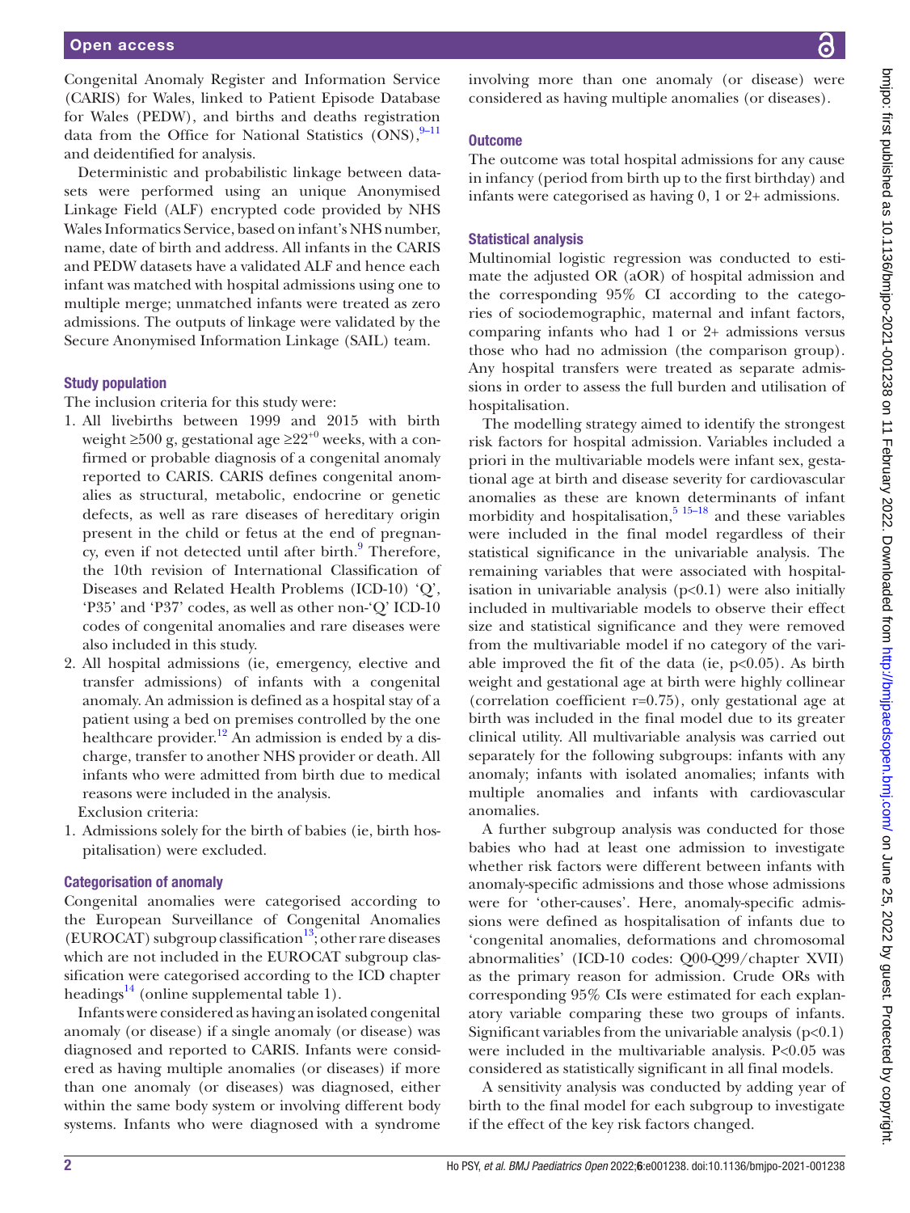Congenital Anomaly Register and Information Service (CARIS) for Wales, linked to Patient Episode Database for Wales (PEDW), and births and deaths registration data from the Office for National Statistics (ONS),[9–11] and deidentified for analysis.

Deterministic and probabilistic linkage between datasets were performed using an unique Anonymised Linkage Field (ALF) encrypted code provided by NHS Wales Informatics Service, based on infant's NHS number, name, date of birth and address. All infants in the CARIS and PEDW datasets have a validated ALF and hence each infant was matched with hospital admissions using one to multiple merge; unmatched infants were treated as zero admissions. The outputs of linkage were validated by the Secure Anonymised Information Linkage (SAIL) team.

### Study population

The inclusion criteria for this study were:

1. All livebirths between 1999 and 2015 with birth weight ≥500 g, gestational age ≥22$^{+0}$ weeks, with a confirmed or probable diagnosis of a congenital anomaly reported to CARIS. CARIS defines congenital anomalies as structural, metabolic, endocrine or genetic defects, as well as rare diseases of hereditary origin present in the child or fetus at the end of pregnancy, even if not detected until after birth.[9] Therefore, the 10th revision of International Classification of Diseases and Related Health Problems (ICD-10) 'Q', 'P35' and 'P37' codes, as well as other non-'Q' ICD-10 codes of congenital anomalies and rare diseases were also included in this study.
2. All hospital admissions (ie, emergency, elective and transfer admissions) of infants with a congenital anomaly. An admission is defined as a hospital stay of a patient using a bed on premises controlled by the one healthcare provider.[12] An admission is ended by a discharge, transfer to another NHS provider or death. All infants who were admitted from birth due to medical reasons were included in the analysis.

Exclusion criteria:

1. Admissions solely for the birth of babies (ie, birth hospitalisation) were excluded.

### Categorisation of anomaly

Congenital anomalies were categorised according to the European Surveillance of Congenital Anomalies (EUROCAT) subgroup classification[13]; other rare diseases which are not included in the EUROCAT subgroup classification were categorised according to the ICD chapter headings[14] (online supplemental table 1).

Infants were considered as having an isolated congenital anomaly (or disease) if a single anomaly (or disease) was diagnosed and reported to CARIS. Infants were considered as having multiple anomalies (or diseases) if more than one anomaly (or diseases) was diagnosed, either within the same body system or involving different body systems. Infants who were diagnosed with a syndrome involving more than one anomaly (or disease) were considered as having multiple anomalies (or diseases).

### Outcome

The outcome was total hospital admissions for any cause in infancy (period from birth up to the first birthday) and infants were categorised as having 0, 1 or 2+ admissions.

### Statistical analysis

Multinomial logistic regression was conducted to estimate the adjusted OR (aOR) of hospital admission and the corresponding 95% CI according to the categories of sociodemographic, maternal and infant factors, comparing infants who had 1 or 2+ admissions versus those who had no admission (the comparison group). Any hospital transfers were treated as separate admissions in order to assess the full burden and utilisation of hospitalisation.

The modelling strategy aimed to identify the strongest risk factors for hospital admission. Variables included a priori in the multivariable models were infant sex, gestational age at birth and disease severity for cardiovascular anomalies as these are known determinants of infant morbidity and hospitalisation,[5 15–18] and these variables were included in the final model regardless of their statistical significance in the univariable analysis. The remaining variables that were associated with hospitalisation in univariable analysis ($p<0.1$) were also initially included in multivariable models to observe their effect size and statistical significance and they were removed from the multivariable model if no category of the variable improved the fit of the data (ie, $p<0.05$). As birth weight and gestational age at birth were highly collinear (correlation coefficient $r=0.75$), only gestational age at birth was included in the final model due to its greater clinical utility. All multivariable analysis was carried out separately for the following subgroups: infants with any anomaly; infants with isolated anomalies; infants with multiple anomalies and infants with cardiovascular anomalies.

A further subgroup analysis was conducted for those babies who had at least one admission to investigate whether risk factors were different between infants with anomaly-specific admissions and those whose admissions were for 'other-causes'. Here, anomaly-specific admissions were defined as hospitalisation of infants due to 'congenital anomalies, deformations and chromosomal abnormalities' (ICD-10 codes: Q00-Q99/chapter XVII) as the primary reason for admission. Crude ORs with corresponding 95% CIs were estimated for each explanatory variable comparing these two groups of infants. Significant variables from the univariable analysis ($p<0.1$) were included in the multivariable analysis. $P<0.05$ was considered as statistically significant in all final models.

A sensitivity analysis was conducted by adding year of birth to the final model for each subgroup to investigate if the effect of the key risk factors changed.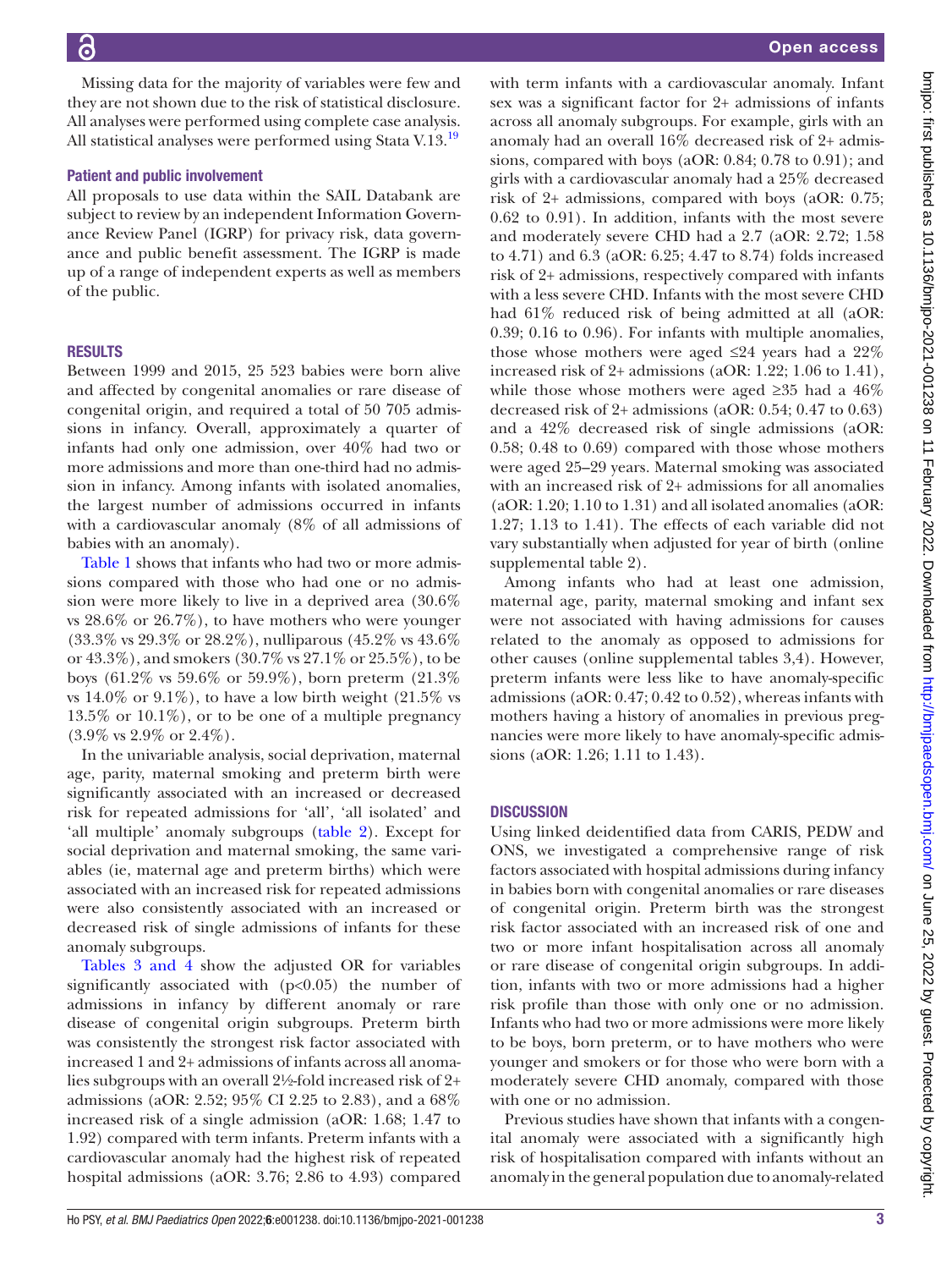Missing data for the majority of variables were few and they are not shown due to the risk of statistical disclosure. All analyses were performed using complete case analysis. All statistical analyses were performed using Stata V.13.[19]

### Patient and public involvement

All proposals to use data within the SAIL Databank are subject to review by an independent Information Governance Review Panel (IGRP) for privacy risk, data governance and public benefit assessment. The IGRP is made up of a range of independent experts as well as members of the public.

## RESULTS

Between 1999 and 2015, 25 523 babies were born alive and affected by congenital anomalies or rare disease of congenital origin, and required a total of 50 705 admissions in infancy. Overall, approximately a quarter of infants had only one admission, over 40% had two or more admissions and more than one-third had no admission in infancy. Among infants with isolated anomalies, the largest number of admissions occurred in infants with a cardiovascular anomaly (8% of all admissions of babies with an anomaly).

Table 1 shows that infants who had two or more admissions compared with those who had one or no admission were more likely to live in a deprived area (30.6% vs 28.6% or 26.7%), to have mothers who were younger (33.3% vs 29.3% or 28.2%), nulliparous (45.2% vs 43.6% or 43.3%), and smokers (30.7% vs 27.1% or 25.5%), to be boys (61.2% vs 59.6% or 59.9%), born preterm (21.3% vs 14.0% or 9.1%), to have a low birth weight (21.5% vs 13.5% or 10.1%), or to be one of a multiple pregnancy (3.9% vs 2.9% or 2.4%).

In the univariable analysis, social deprivation, maternal age, parity, maternal smoking and preterm birth were significantly associated with an increased or decreased risk for repeated admissions for 'all', 'all isolated' and 'all multiple' anomaly subgroups (table 2). Except for social deprivation and maternal smoking, the same variables (ie, maternal age and preterm births) which were associated with an increased risk for repeated admissions were also consistently associated with an increased or decreased risk of single admissions of infants for these anomaly subgroups.

Tables 3 and 4 show the adjusted OR for variables significantly associated with ($p<0.05$) the number of admissions in infancy by different anomaly or rare disease of congenital origin subgroups. Preterm birth was consistently the strongest risk factor associated with increased 1 and 2+ admissions of infants across all anomalies subgroups with an overall 2½-fold increased risk of 2+ admissions (aOR: 2.52; 95% CI 2.25 to 2.83), and a 68% increased risk of a single admission (aOR: 1.68; 1.47 to 1.92) compared with term infants. Preterm infants with a cardiovascular anomaly had the highest risk of repeated hospital admissions (aOR: 3.76; 2.86 to 4.93) compared with term infants with a cardiovascular anomaly. Infant sex was a significant factor for 2+ admissions of infants across all anomaly subgroups. For example, girls with an anomaly had an overall 16% decreased risk of 2+ admissions, compared with boys (aOR: 0.84; 0.78 to 0.91); and girls with a cardiovascular anomaly had a 25% decreased risk of 2+ admissions, compared with boys (aOR: 0.75; 0.62 to 0.91). In addition, infants with the most severe and moderately severe CHD had a 2.7 (aOR: 2.72; 1.58 to 4.71) and 6.3 (aOR: 6.25; 4.47 to 8.74) folds increased risk of 2+ admissions, respectively compared with infants with a less severe CHD. Infants with the most severe CHD had 61% reduced risk of being admitted at all (aOR: 0.39; 0.16 to 0.96). For infants with multiple anomalies, those whose mothers were aged ≤24 years had a 22% increased risk of 2+ admissions (aOR: 1.22; 1.06 to 1.41), while those whose mothers were aged ≥35 had a 46% decreased risk of 2+ admissions (aOR: 0.54; 0.47 to 0.63) and a 42% decreased risk of single admissions (aOR: 0.58; 0.48 to 0.69) compared with those whose mothers were aged 25–29 years. Maternal smoking was associated with an increased risk of 2+ admissions for all anomalies (aOR: 1.20; 1.10 to 1.31) and all isolated anomalies (aOR: 1.27; 1.13 to 1.41). The effects of each variable did not vary substantially when adjusted for year of birth (online supplemental table 2).

Among infants who had at least one admission, maternal age, parity, maternal smoking and infant sex were not associated with having admissions for causes related to the anomaly as opposed to admissions for other causes (online supplemental tables 3,4). However, preterm infants were less like to have anomaly-specific admissions (aOR: 0.47; 0.42 to 0.52), whereas infants with mothers having a history of anomalies in previous pregnancies were more likely to have anomaly-specific admissions (aOR: 1.26; 1.11 to 1.43).

## DISCUSSION

Using linked deidentified data from CARIS, PEDW and ONS, we investigated a comprehensive range of risk factors associated with hospital admissions during infancy in babies born with congenital anomalies or rare diseases of congenital origin. Preterm birth was the strongest risk factor associated with an increased risk of one and two or more infant hospitalisation across all anomaly or rare disease of congenital origin subgroups. In addition, infants with two or more admissions had a higher risk profile than those with only one or no admission. Infants who had two or more admissions were more likely to be boys, born preterm, or to have mothers who were younger and smokers or for those who were born with a moderately severe CHD anomaly, compared with those with one or no admission.

Previous studies have shown that infants with a congenital anomaly were associated with a significantly high risk of hospitalisation compared with infants without an anomaly in the general population due to anomaly-related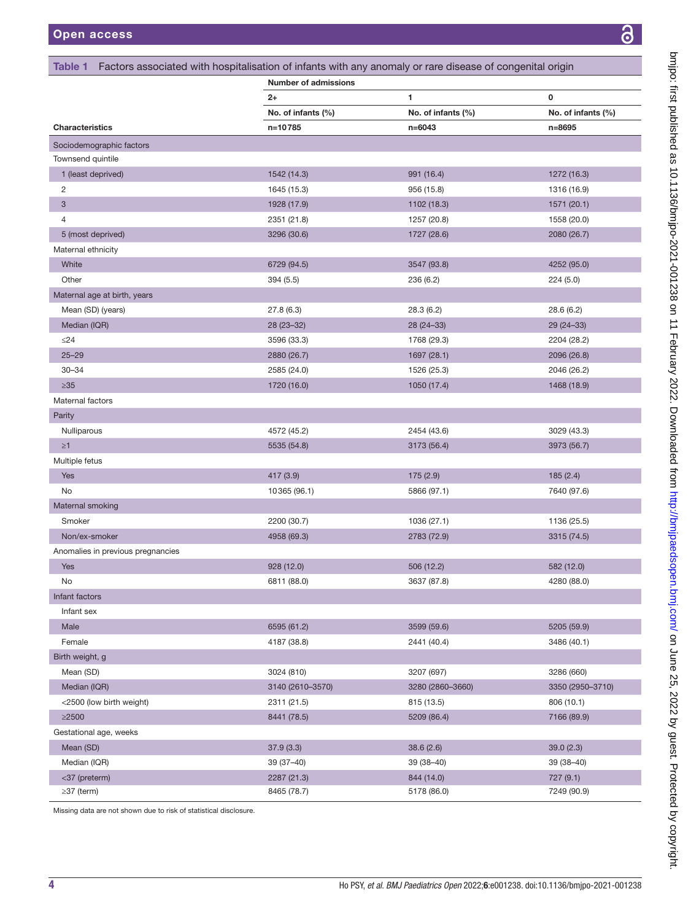Table 1 Factors associated with hospitalisation of infants with any anomaly or rare disease of congenital origin

| | Number of admissions | | |
|---|---|---|---|
| | 2+ | 1 | 0 |
| | No. of infants (%) | No. of infants (%) | No. of infants (%) |
| Characteristics | n=10785 | n=6043 | n=8695 |
| Sociodemographic factors | | | |
| Townsend quintile | | | |
| 1 (least deprived) | 1542 (14.3) | 991 (16.4) | 1272 (16.3) |
| 2 | 1645 (15.3) | 956 (15.8) | 1316 (16.9) |
| 3 | 1928 (17.9) | 1102 (18.3) | 1571 (20.1) |
| 4 | 2351 (21.8) | 1257 (20.8) | 1558 (20.0) |
| 5 (most deprived) | 3296 (30.6) | 1727 (28.6) | 2080 (26.7) |
| Maternal ethnicity | | | |
| White | 6729 (94.5) | 3547 (93.8) | 4252 (95.0) |
| Other | 394 (5.5) | 236 (6.2) | 224 (5.0) |
| Maternal age at birth, years | | | |
| Mean (SD) (years) | 27.8 (6.3) | 28.3 (6.2) | 28.6 (6.2) |
| Median (IQR) | 28 (23–32) | 28 (24–33) | 29 (24–33) |
| ≤24 | 3596 (33.3) | 1768 (29.3) | 2204 (28.2) |
| 25–29 | 2880 (26.7) | 1697 (28.1) | 2096 (26.8) |
| 30–34 | 2585 (24.0) | 1526 (25.3) | 2046 (26.2) |
| ≥35 | 1720 (16.0) | 1050 (17.4) | 1468 (18.9) |
| Maternal factors | | | |
| Parity | | | |
| Nulliparous | 4572 (45.2) | 2454 (43.6) | 3029 (43.3) |
| ≥1 | 5535 (54.8) | 3173 (56.4) | 3973 (56.7) |
| Multiple fetus | | | |
| Yes | 417 (3.9) | 175 (2.9) | 185 (2.4) |
| No | 10365 (96.1) | 5866 (97.1) | 7640 (97.6) |
| Maternal smoking | | | |
| Smoker | 2200 (30.7) | 1036 (27.1) | 1136 (25.5) |
| Non/ex-smoker | 4958 (69.3) | 2783 (72.9) | 3315 (74.5) |
| Anomalies in previous pregnancies | | | |
| Yes | 928 (12.0) | 506 (12.2) | 582 (12.0) |
| No | 6811 (88.0) | 3637 (87.8) | 4280 (88.0) |
| Infant factors | | | |
| Infant sex | | | |
| Male | 6595 (61.2) | 3599 (59.6) | 5205 (59.9) |
| Female | 4187 (38.8) | 2441 (40.4) | 3486 (40.1) |
| Birth weight, g | | | |
| Mean (SD) | 3024 (810) | 3207 (697) | 3286 (660) |
| Median (IQR) | 3140 (2610–3570) | 3280 (2860–3660) | 3350 (2950–3710) |
| <2500 (low birth weight) | 2311 (21.5) | 815 (13.5) | 806 (10.1) |
| ≥2500 | 8441 (78.5) | 5209 (86.4) | 7166 (89.9) |
| Gestational age, weeks | | | |
| Mean (SD) | 37.9 (3.3) | 38.6 (2.6) | 39.0 (2.3) |
| Median (IQR) | 39 (37–40) | 39 (38–40) | 39 (38–40) |
| <37 (preterm) | 2287 (21.3) | 844 (14.0) | 727 (9.1) |
| ≥37 (term) | 8465 (78.7) | 5178 (86.0) | 7249 (90.9) |

Missing data are not shown due to risk of statistical disclosure.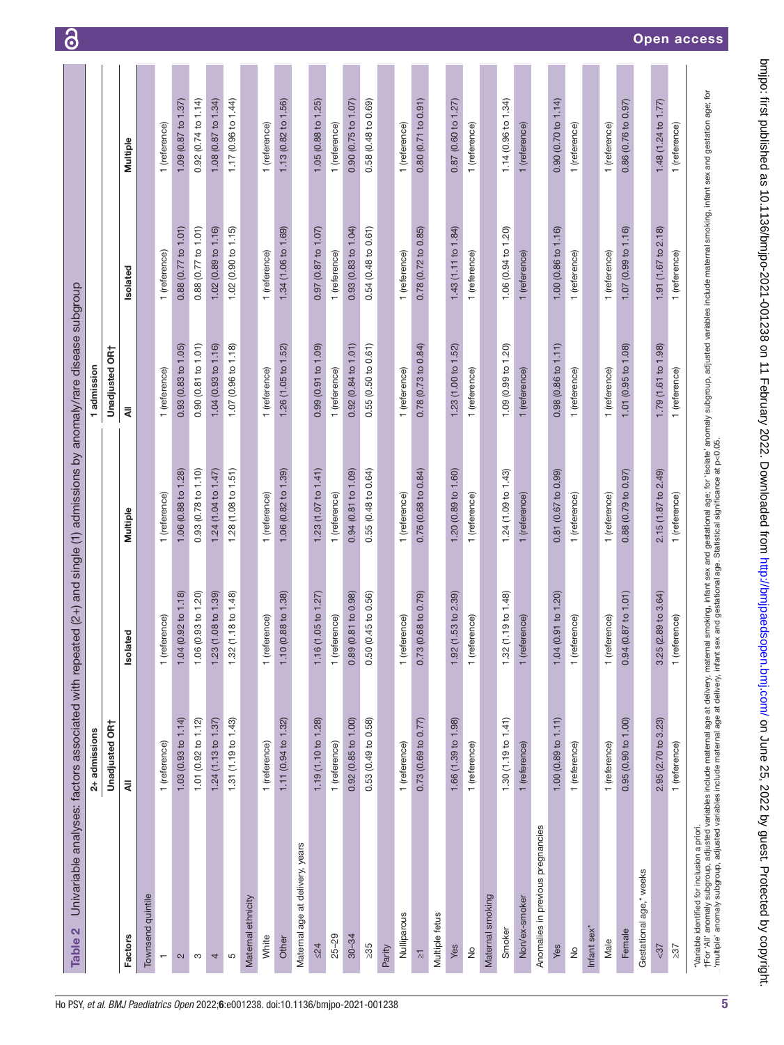**Table 2** Univariable analyses: factors associated with repeated (2+) and single (1) admissions by anomaly/rare disease subgroup

| Factors | 2+ admissions | | | 1 admission | | |
|---|---|---|---|---|---|---|
| | Unadjusted OR† | | | Unadjusted OR† | | |
| | All | Isolated | Multiple | All | Isolated | Multiple |
| Townsend quintile | | | | | | |
| 1 | 1 (reference) | 1 (reference) | 1 (reference) | 1 (reference) | 1 (reference) | 1 (reference) |
| 2 | 1.03 (0.93 to 1.14) | 1.04 (0.92 to 1.18) | 1.06 (0.88 to 1.28) | 0.93 (0.83 to 1.05) | 0.88 (0.77 to 1.01) | 1.09 (0.87 to 1.37) |
| 3 | 1.01 (0.92 to 1.12) | 1.06 (0.93 to 1.20) | 0.93 (0.78 to 1.10) | 0.90 (0.81 to 1.01) | 0.88 (0.77 to 1.01) | 0.92 (0.74 to 1.14) |
| 4 | 1.24 (1.13 to 1.37) | 1.23 (1.08 to 1.39) | 1.24 (1.04 to 1.47) | 1.04 (0.93 to 1.16) | 1.02 (0.89 to 1.16) | 1.08 (0.87 to 1.34) |
| 5 | 1.31 (1.19 to 1.43) | 1.32 (1.18 to 1.48) | 1.28 (1.08 to 1.51) | 1.07 (0.96 to 1.18) | 1.02 (0.90 to 1.15) | 1.17 (0.96 to 1.44) |
| Maternal ethnicity | | | | | | |
| White | 1 (reference) | 1 (reference) | 1 (reference) | 1 (reference) | 1 (reference) | 1 (reference) |
| Other | 1.11 (0.94 to 1.32) | 1.10 (0.88 to 1.38) | 1.06 (0.82 to 1.39) | 1.26 (1.05 to 1.52) | 1.34 (1.06 to 1.69) | 1.13 (0.82 to 1.56) |
| Maternal age at delivery, years | | | | | | |
| ≤24 | 1.19 (1.10 to 1.28) | 1.16 (1.05 to 1.27) | 1.23 (1.07 to 1.41) | 0.99 (0.91 to 1.09) | 0.97 (0.87 to 1.07) | 1.05 (0.88 to 1.25) |
| 25–29 | 1 (reference) | 1 (reference) | 1 (reference) | 1 (reference) | 1 (reference) | 1 (reference) |
| 30–34 | 0.92 (0.85 to 1.00) | 0.89 (0.81 to 0.98) | 0.94 (0.81 to 1.09) | 0.92 (0.84 to 1.01) | 0.93 (0.83 to 1.04) | 0.90 (0.75 to 1.07) |
| ≥35 | 0.53 (0.49 to 0.58) | 0.50 (0.45 to 0.56) | 0.55 (0.48 to 0.64) | 0.55 (0.50 to 0.61) | 0.54 (0.48 to 0.61) | 0.58 (0.48 to 0.69) |
| Parity | | | | | | |
| Nulliparous | 1 (reference) | 1 (reference) | 1 (reference) | 1 (reference) | 1 (reference) | 1 (reference) |
| ≥1 | 0.73 (0.69 to 0.77) | 0.73 (0.68 to 0.79) | 0.76 (0.68 to 0.84) | 0.78 (0.73 to 0.84) | 0.78 (0.72 to 0.85) | 0.80 (0.71 to 0.91) |
| Multiple fetus | | | | | | |
| Yes | 1.66 (1.39 to 1.98) | 1.92 (1.53 to 2.39) | 1.20 (0.89 to 1.60) | 1.23 (1.00 to 1.52) | 1.43 (1.11 to 1.84) | 0.87 (0.60 to 1.27) |
| No | 1 (reference) | 1 (reference) | 1 (reference) | 1 (reference) | 1 (reference) | 1 (reference) |
| Maternal smoking | | | | | | |
| Smoker | 1.30 (1.19 to 1.41) | 1.32 (1.19 to 1.48) | 1.24 (1.09 to 1.43) | 1.09 (0.99 to 1.20) | 1.06 (0.94 to 1.20) | 1.14 (0.96 to 1.34) |
| Non/ex-smoker | 1 (reference) | 1 (reference) | 1 (reference) | 1 (reference) | 1 (reference) | 1 (reference) |
| Anomalies in previous pregnancies | | | | | | |
| Yes | 1.00 (0.89 to 1.11) | 1.04 (0.91 to 1.20) | 0.81 (0.67 to 0.99) | 0.98 (0.86 to 1.11) | 1.00 (0.86 to 1.16) | 0.90 (0.70 to 1.14) |
| No | 1 (reference) | 1 (reference) | 1 (reference) | 1 (reference) | 1 (reference) | 1 (reference) |
| Infant sex* | | | | | | |
| Male | 1 (reference) | 1 (reference) | 1 (reference) | 1 (reference) | 1 (reference) | 1 (reference) |
| Female | 0.95 (0.90 to 1.00) | 0.94 (0.87 to 1.01) | 0.88 (0.79 to 0.97) | 1.01 (0.95 to 1.08) | 1.07 (0.99 to 1.16) | 0.86 (0.76 to 0.97) |
| Gestational age,* weeks | | | | | | |
| <37 | 2.95 (2.70 to 3.23) | 3.25 (2.89 to 3.64) | 2.15 (1.87 to 2.49) | 1.79 (1.61 to 1.98) | 1.91 (1.67 to 2.18) | 1.48 (1.24 to 1.77) |
| ≥37 | 1 (reference) | 1 (reference) | 1 (reference) | 1 (reference) | 1 (reference) | 1 (reference) |

*Variable identified for inclusion a priori.
†For 'All' anomaly subgroup, adjusted variables include maternal age at delivery, maternal smoking, infant sex and gestational age; for 'isolate' anomaly subgroup, adjusted variables include maternal smoking, infant sex and gestation age; for 'multiple' anomaly subgroup, adjusted variables include maternal age at delivery, infant sex and gestational age. Statistical significance at p<0.05.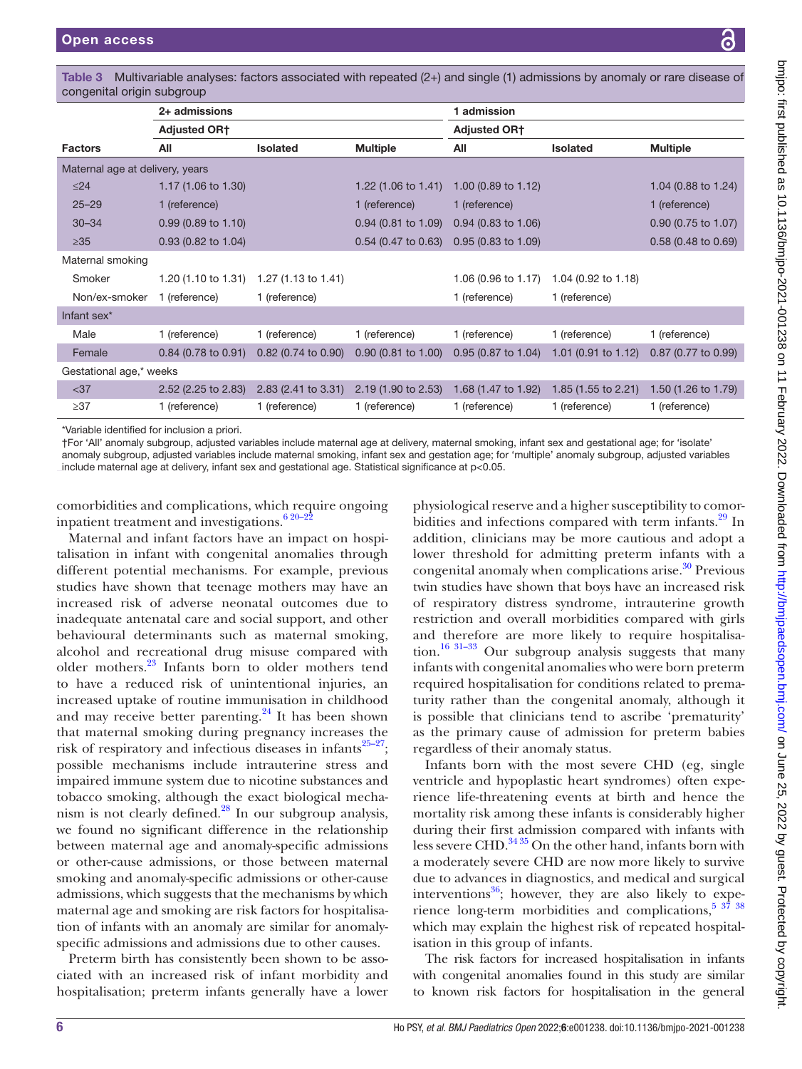**Table 3** Multivariable analyses: factors associated with repeated (2+) and single (1) admissions by anomaly or rare disease of congenital origin subgroup

| | 2+ admissions | | | 1 admission | | |
|---|---|---|---|---|---|---|
| | Adjusted OR† | | | Adjusted OR† | | |
| **Factors** | **All** | **Isolated** | **Multiple** | **All** | **Isolated** | **Multiple** |
| Maternal age at delivery, years | | | | | | |
| ≤24 | 1.17 (1.06 to 1.30) | | 1.22 (1.06 to 1.41) | 1.00 (0.89 to 1.12) | | 1.04 (0.88 to 1.24) |
| 25–29 | 1 (reference) | | 1 (reference) | 1 (reference) | | 1 (reference) |
| 30–34 | 0.99 (0.89 to 1.10) | | 0.94 (0.81 to 1.09) | 0.94 (0.83 to 1.06) | | 0.90 (0.75 to 1.07) |
| ≥35 | 0.93 (0.82 to 1.04) | | 0.54 (0.47 to 0.63) | 0.95 (0.83 to 1.09) | | 0.58 (0.48 to 0.69) |
| Maternal smoking | | | | | | |
| Smoker | 1.20 (1.10 to 1.31) | 1.27 (1.13 to 1.41) | | 1.06 (0.96 to 1.17) | 1.04 (0.92 to 1.18) | |
| Non/ex-smoker | 1 (reference) | 1 (reference) | | 1 (reference) | 1 (reference) | |
| Infant sex* | | | | | | |
| Male | 1 (reference) | 1 (reference) | 1 (reference) | 1 (reference) | 1 (reference) | 1 (reference) |
| Female | 0.84 (0.78 to 0.91) | 0.82 (0.74 to 0.90) | 0.90 (0.81 to 1.00) | 0.95 (0.87 to 1.04) | 1.01 (0.91 to 1.12) | 0.87 (0.77 to 0.99) |
| Gestational age,* weeks | | | | | | |
| <37 | 2.52 (2.25 to 2.83) | 2.83 (2.41 to 3.31) | 2.19 (1.90 to 2.53) | 1.68 (1.47 to 1.92) | 1.85 (1.55 to 2.21) | 1.50 (1.26 to 1.79) |
| ≥37 | 1 (reference) | 1 (reference) | 1 (reference) | 1 (reference) | 1 (reference) | 1 (reference) |

*Variable identified for inclusion a priori.
†For 'All' anomaly subgroup, adjusted variables include maternal age at delivery, maternal smoking, infant sex and gestational age; for 'isolate' anomaly subgroup, adjusted variables include maternal smoking, infant sex and gestation age; for 'multiple' anomaly subgroup, adjusted variables include maternal age at delivery, infant sex and gestational age. Statistical significance at p<0.05.

comorbidities and complications, which require ongoing inpatient treatment and investigations.[6 20–22]

Maternal and infant factors have an impact on hospitalisation in infant with congenital anomalies through different potential mechanisms. For example, previous studies have shown that teenage mothers may have an increased risk of adverse neonatal outcomes due to inadequate antenatal care and social support, and other behavioural determinants such as maternal smoking, alcohol and recreational drug misuse compared with older mothers.[23] Infants born to older mothers tend to have a reduced risk of unintentional injuries, an increased uptake of routine immunisation in childhood and may receive better parenting.[24] It has been shown that maternal smoking during pregnancy increases the risk of respiratory and infectious diseases in infants[25–27]; possible mechanisms include intrauterine stress and impaired immune system due to nicotine substances and tobacco smoking, although the exact biological mechanism is not clearly defined.[28] In our subgroup analysis, we found no significant difference in the relationship between maternal age and anomaly-specific admissions or other-cause admissions, or those between maternal smoking and anomaly-specific admissions or other-cause admissions, which suggests that the mechanisms by which maternal age and smoking are risk factors for hospitalisation of infants with an anomaly are similar for anomaly-specific admissions and admissions due to other causes.

Preterm birth has consistently been shown to be associated with an increased risk of infant morbidity and hospitalisation; preterm infants generally have a lower physiological reserve and a higher susceptibility to comorbidities and infections compared with term infants.[29] In addition, clinicians may be more cautious and adopt a lower threshold for admitting preterm infants with a congenital anomaly when complications arise.[30] Previous twin studies have shown that boys have an increased risk of respiratory distress syndrome, intrauterine growth restriction and overall morbidities compared with girls and therefore are more likely to require hospitalisation.[16 31–33] Our subgroup analysis suggests that many infants with congenital anomalies who were born preterm required hospitalisation for conditions related to prematurity rather than the congenital anomaly, although it is possible that clinicians tend to ascribe 'prematurity' as the primary cause of admission for preterm babies regardless of their anomaly status.

Infants born with the most severe CHD (eg, single ventricle and hypoplastic heart syndromes) often experience life-threatening events at birth and hence the mortality risk among these infants is considerably higher during their first admission compared with infants with less severe CHD.[34 35] On the other hand, infants born with a moderately severe CHD are now more likely to survive due to advances in diagnostics, and medical and surgical interventions[36]; however, they are also likely to experience long-term morbidities and complications,[5 37 38] which may explain the highest risk of repeated hospitalisation in this group of infants.

The risk factors for increased hospitalisation in infants with congenital anomalies found in this study are similar to known risk factors for hospitalisation in the general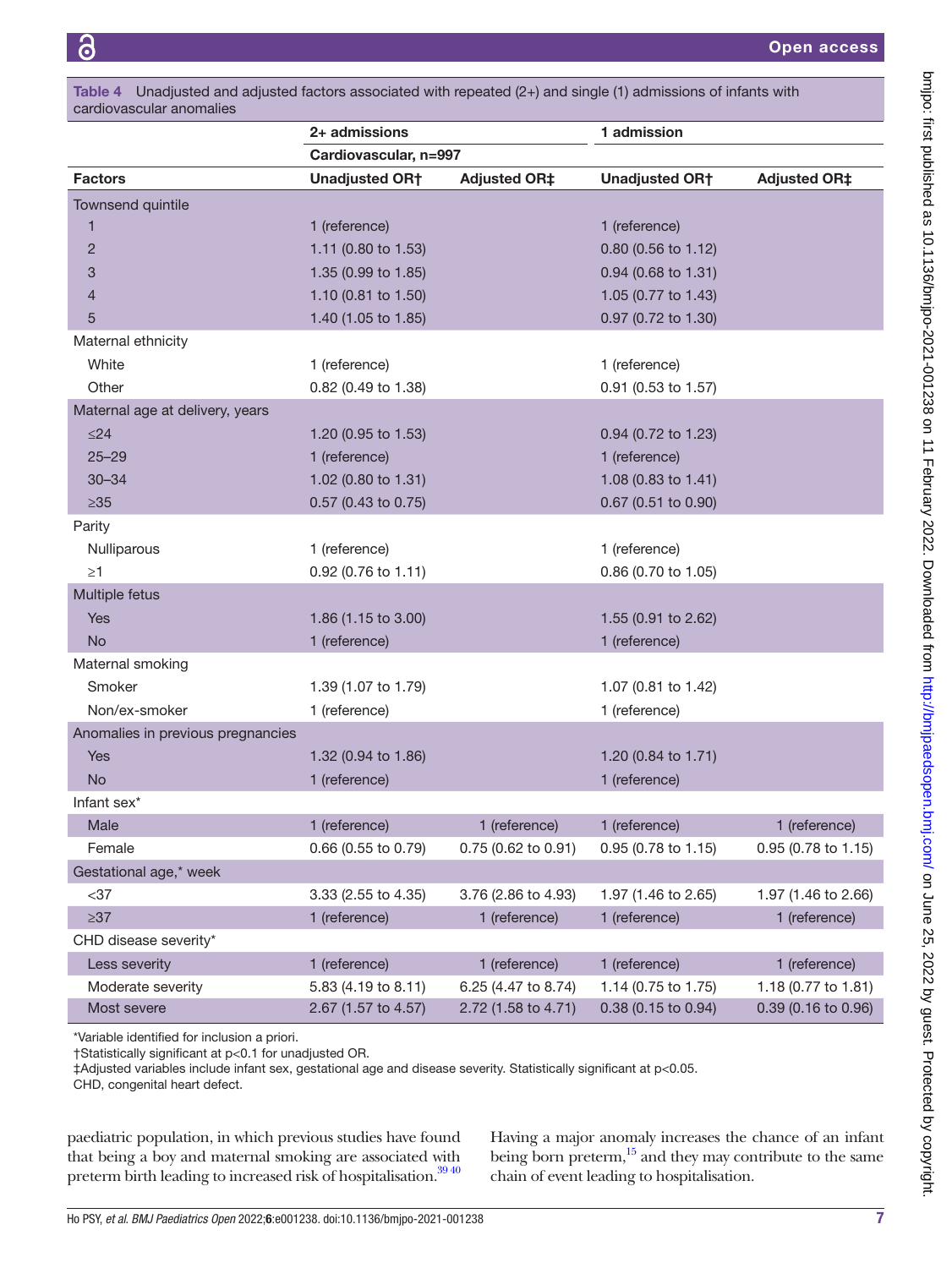**Table 4** Unadjusted and adjusted factors associated with repeated (2+) and single (1) admissions of infants with cardiovascular anomalies

| | 2+ admissions | | 1 admission | |
|---|---|---|---|---|
| | Cardiovascular, n=997 | | | |
| **Factors** | **Unadjusted OR†** | **Adjusted OR‡** | **Unadjusted OR†** | **Adjusted OR‡** |
| Townsend quintile | | | | |
| 1 | 1 (reference) | | 1 (reference) | |
| 2 | 1.11 (0.80 to 1.53) | | 0.80 (0.56 to 1.12) | |
| 3 | 1.35 (0.99 to 1.85) | | 0.94 (0.68 to 1.31) | |
| 4 | 1.10 (0.81 to 1.50) | | 1.05 (0.77 to 1.43) | |
| 5 | 1.40 (1.05 to 1.85) | | 0.97 (0.72 to 1.30) | |
| Maternal ethnicity | | | | |
| White | 1 (reference) | | 1 (reference) | |
| Other | 0.82 (0.49 to 1.38) | | 0.91 (0.53 to 1.57) | |
| Maternal age at delivery, years | | | | |
| ≤24 | 1.20 (0.95 to 1.53) | | 0.94 (0.72 to 1.23) | |
| 25–29 | 1 (reference) | | 1 (reference) | |
| 30–34 | 1.02 (0.80 to 1.31) | | 1.08 (0.83 to 1.41) | |
| ≥35 | 0.57 (0.43 to 0.75) | | 0.67 (0.51 to 0.90) | |
| Parity | | | | |
| Nulliparous | 1 (reference) | | 1 (reference) | |
| ≥1 | 0.92 (0.76 to 1.11) | | 0.86 (0.70 to 1.05) | |
| Multiple fetus | | | | |
| Yes | 1.86 (1.15 to 3.00) | | 1.55 (0.91 to 2.62) | |
| No | 1 (reference) | | 1 (reference) | |
| Maternal smoking | | | | |
| Smoker | 1.39 (1.07 to 1.79) | | 1.07 (0.81 to 1.42) | |
| Non/ex-smoker | 1 (reference) | | 1 (reference) | |
| Anomalies in previous pregnancies | | | | |
| Yes | 1.32 (0.94 to 1.86) | | 1.20 (0.84 to 1.71) | |
| No | 1 (reference) | | 1 (reference) | |
| Infant sex* | | | | |
| Male | 1 (reference) | 1 (reference) | 1 (reference) | 1 (reference) |
| Female | 0.66 (0.55 to 0.79) | 0.75 (0.62 to 0.91) | 0.95 (0.78 to 1.15) | 0.95 (0.78 to 1.15) |
| Gestational age,* week | | | | |
| <37 | 3.33 (2.55 to 4.35) | 3.76 (2.86 to 4.93) | 1.97 (1.46 to 2.65) | 1.97 (1.46 to 2.66) |
| ≥37 | 1 (reference) | 1 (reference) | 1 (reference) | 1 (reference) |
| CHD disease severity* | | | | |
| Less severity | 1 (reference) | 1 (reference) | 1 (reference) | 1 (reference) |
| Moderate severity | 5.83 (4.19 to 8.11) | 6.25 (4.47 to 8.74) | 1.14 (0.75 to 1.75) | 1.18 (0.77 to 1.81) |
| Most severe | 2.67 (1.57 to 4.57) | 2.72 (1.58 to 4.71) | 0.38 (0.15 to 0.94) | 0.39 (0.16 to 0.96) |

*Variable identified for inclusion a priori.
†Statistically significant at p<0.1 for unadjusted OR.
‡Adjusted variables include infant sex, gestational age and disease severity. Statistically significant at p<0.05.
CHD, congenital heart defect.

paediatric population, in which previous studies have found that being a boy and maternal smoking are associated with preterm birth leading to increased risk of hospitalisation.[39 40] Having a major anomaly increases the chance of an infant being born preterm,[15] and they may contribute to the same chain of event leading to hospitalisation.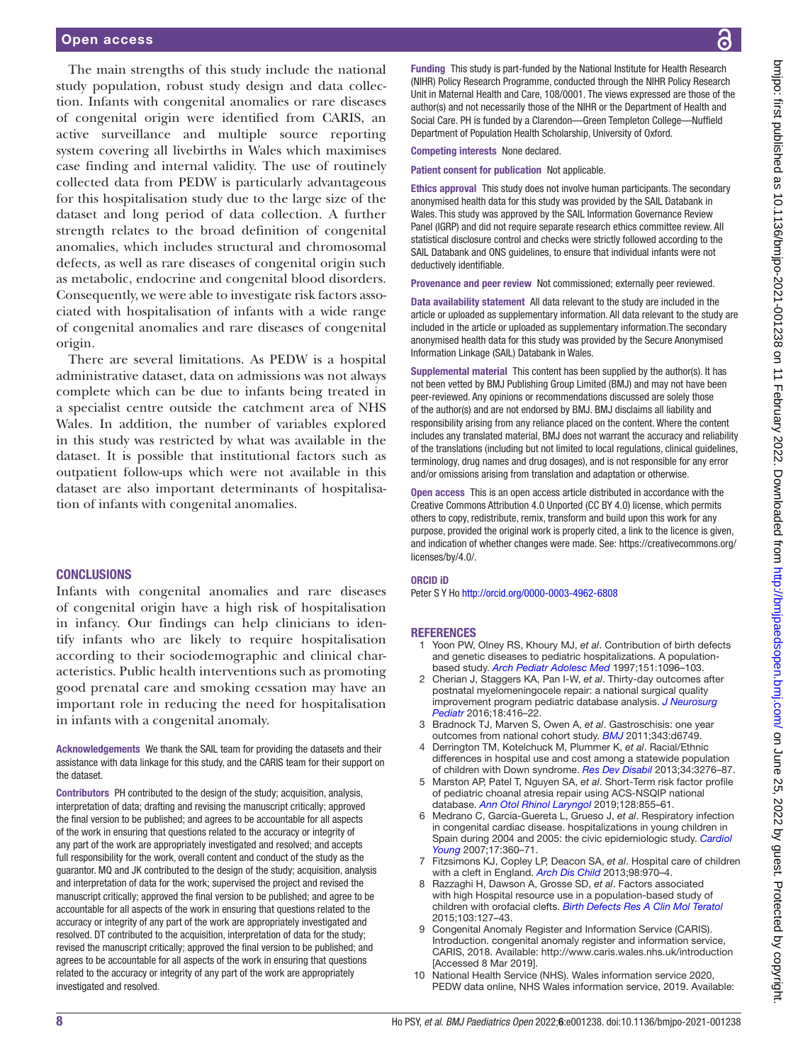The main strengths of this study include the national study population, robust study design and data collection. Infants with congenital anomalies or rare diseases of congenital origin were identified from CARIS, an active surveillance and multiple source reporting system covering all livebirths in Wales which maximises case finding and internal validity. The use of routinely collected data from PEDW is particularly advantageous for this hospitalisation study due to the large size of the dataset and long period of data collection. A further strength relates to the broad definition of congenital anomalies, which includes structural and chromosomal defects, as well as rare diseases of congenital origin such as metabolic, endocrine and congenital blood disorders. Consequently, we were able to investigate risk factors associated with hospitalisation of infants with a wide range of congenital anomalies and rare diseases of congenital origin.

There are several limitations. As PEDW is a hospital administrative dataset, data on admissions was not always complete which can be due to infants being treated in a specialist centre outside the catchment area of NHS Wales. In addition, the number of variables explored in this study was restricted by what was available in the dataset. It is possible that institutional factors such as outpatient follow-ups which were not available in this dataset are also important determinants of hospitalisation of infants with congenital anomalies.

## CONCLUSIONS

Infants with congenital anomalies and rare diseases of congenital origin have a high risk of hospitalisation in infancy. Our findings can help clinicians to identify infants who are likely to require hospitalisation according to their sociodemographic and clinical characteristics. Public health interventions such as promoting good prenatal care and smoking cessation may have an important role in reducing the need for hospitalisation in infants with a congenital anomaly.

**Acknowledgements** We thank the SAIL team for providing the datasets and their assistance with data linkage for this study, and the CARIS team for their support on the dataset.

**Contributors** PH contributed to the design of the study; acquisition, analysis, interpretation of data; drafting and revising the manuscript critically; approved the final version to be published; and agrees to be accountable for all aspects of the work in ensuring that questions related to the accuracy or integrity of any part of the work are appropriately investigated and resolved; and accepts full responsibility for the work, overall content and conduct of the study as the guarantor. MQ and JK contributed to the design of the study; acquisition, analysis and interpretation of data for the work; supervised the project and revised the manuscript critically; approved the final version to be published; and agree to be accountable for all aspects of the work in ensuring that questions related to the accuracy or integrity of any part of the work are appropriately investigated and resolved. DT contributed to the acquisition, interpretation of data for the study; revised the manuscript critically; approved the final version to be published; and agrees to be accountable for all aspects of the work in ensuring that questions related to the accuracy or integrity of any part of the work are appropriately investigated and resolved.

**Funding** This study is part-funded by the National Institute for Health Research (NIHR) Policy Research Programme, conducted through the NIHR Policy Research Unit in Maternal Health and Care, 108/0001. The views expressed are those of the author(s) and not necessarily those of the NIHR or the Department of Health and Social Care. PH is funded by a Clarendon—Green Templeton College—Nuffield Department of Population Health Scholarship, University of Oxford.

**Competing interests** None declared.

**Patient consent for publication** Not applicable.

**Ethics approval** This study does not involve human participants. The secondary anonymised health data for this study was provided by the SAIL Databank in Wales. This study was approved by the SAIL Information Governance Review Panel (IGRP) and did not require separate research ethics committee review. All statistical disclosure control and checks were strictly followed according to the SAIL Databank and ONS guidelines, to ensure that individual infants were not deductively identifiable.

**Provenance and peer review** Not commissioned; externally peer reviewed.

**Data availability statement** All data relevant to the study are included in the article or uploaded as supplementary information. All data relevant to the study are included in the article or uploaded as supplementary information.The secondary anonymised health data for this study was provided by the Secure Anonymised Information Linkage (SAIL) Databank in Wales.

**Supplemental material** This content has been supplied by the author(s). It has not been vetted by BMJ Publishing Group Limited (BMJ) and may not have been peer-reviewed. Any opinions or recommendations discussed are solely those of the author(s) and are not endorsed by BMJ. BMJ disclaims all liability and responsibility arising from any reliance placed on the content. Where the content includes any translated material, BMJ does not warrant the accuracy and reliability of the translations (including but not limited to local regulations, clinical guidelines, terminology, drug names and drug dosages), and is not responsible for any error and/or omissions arising from translation and adaptation or otherwise.

**Open access** This is an open access article distributed in accordance with the Creative Commons Attribution 4.0 Unported (CC BY 4.0) license, which permits others to copy, redistribute, remix, transform and build upon this work for any purpose, provided the original work is properly cited, a link to the licence is given, and indication of whether changes were made. See: https://creativecommons.org/licenses/by/4.0/.

**ORCID iD**

Peter S Y Ho http://orcid.org/0000-0003-4962-6808

## REFERENCES

1. Yoon PW, Olney RS, Khoury MJ, *et al*. Contribution of birth defects and genetic diseases to pediatric hospitalizations. A population-based study. *Arch Pediatr Adolesc Med* 1997;151:1096–103.
2. Cherian J, Staggers KA, Pan I-W, *et al*. Thirty-day outcomes after postnatal myelomeningocele repair: a national surgical quality improvement program pediatric database analysis. *J Neurosurg Pediatr* 2016;18:416–22.
3. Bradnock TJ, Marven S, Owen A, *et al*. Gastroschisis: one year outcomes from national cohort study. *BMJ* 2011;343:d6749.
4. Derrington TM, Kotelchuck M, Plummer K, *et al*. Racial/Ethnic differences in hospital use and cost among a statewide population of children with Down syndrome. *Res Dev Disabil* 2013;34:3276–87.
5. Marston AP, Patel T, Nguyen SA, *et al*. Short-Term risk factor profile of pediatric choanal atresia repair using ACS-NSQIP national database. *Ann Otol Rhinol Laryngol* 2019;128:855–61.
6. Medrano C, Garcia-Guereta L, Grueso J, *et al*. Respiratory infection in congenital cardiac disease. hospitalizations in young children in Spain during 2004 and 2005: the civic epidemiologic study. *Cardiol Young* 2007;17:360–71.
7. Fitzsimons KJ, Copley LP, Deacon SA, *et al*. Hospital care of children with a cleft in England. *Arch Dis Child* 2013;98:970–4.
8. Razzaghi H, Dawson A, Grosse SD, *et al*. Factors associated with high Hospital resource use in a population-based study of children with orofacial clefts. *Birth Defects Res A Clin Mol Teratol* 2015;103:127–43.
9. Congenital Anomaly Register and Information Service (CARIS). Introduction. congenital anomaly register and information service, CARIS, 2018. Available: http://www.caris.wales.nhs.uk/introduction [Accessed 8 Mar 2019].
10. National Health Service (NHS). Wales information service 2020, PEDW data online, NHS Wales information service, 2019. Available: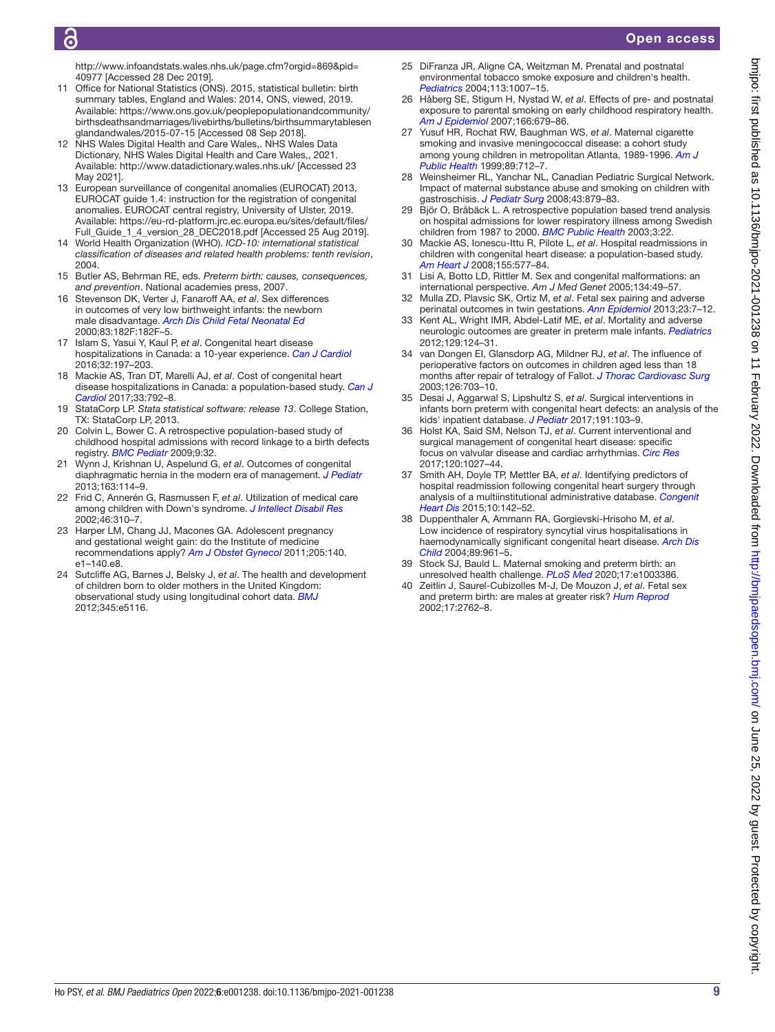http://www.infoandstats.wales.nhs.uk/page.cfm?orgid=869&pid=40977 [Accessed 28 Dec 2019].

11. Office for National Statistics (ONS). 2015, statistical bulletin: birth summary tables, England and Wales: 2014, ONS, viewed, 2019. Available: https://www.ons.gov.uk/peoplepopulationandcommunity/birthsdeathsandmarriages/livebirths/bulletins/birthsummarytablesenglandandwales/2015-07-15 [Accessed 08 Sep 2018].
12. NHS Wales Digital Health and Care Wales,. NHS Wales Data Dictionary, NHS Wales Digital Health and Care Wales,, 2021. Available: http://www.datadictionary.wales.nhs.uk/ [Accessed 23 May 2021].
13. European surveillance of congenital anomalies (EUROCAT) 2013, EUROCAT guide 1.4: instruction for the registration of congenital anomalies. EUROCAT central registry, University of Ulster, 2019. Available: https://eu-rd-platform.jrc.ec.europa.eu/sites/default/files/Full_Guide_1_4_version_28_DEC2018.pdf [Accessed 25 Aug 2019].
14. World Health Organization (WHO). *ICD-10: international statistical classification of diseases and related health problems: tenth revision*, 2004.
15. Butler AS, Behrman RE, eds. *Preterm birth: causes, consequences, and prevention*. National academies press, 2007.
16. Stevenson DK, Verter J, Fanaroff AA, *et al*. Sex differences in outcomes of very low birthweight infants: the newborn male disadvantage. *Arch Dis Child Fetal Neonatal Ed* 2000;83:182F:182F–5.
17. Islam S, Yasui Y, Kaul P, *et al*. Congenital heart disease hospitalizations in Canada: a 10-year experience. *Can J Cardiol* 2016;32:197–203.
18. Mackie AS, Tran DT, Marelli AJ, *et al*. Cost of congenital heart disease hospitalizations in Canada: a population-based study. *Can J Cardiol* 2017;33:792–8.
19. StataCorp LP. *Stata statistical software: release 13*. College Station, TX: StataCorp LP, 2013.
20. Colvin L, Bower C. A retrospective population-based study of childhood hospital admissions with record linkage to a birth defects registry. *BMC Pediatr* 2009;9:32.
21. Wynn J, Krishnan U, Aspelund G, *et al*. Outcomes of congenital diaphragmatic hernia in the modern era of management. *J Pediatr* 2013;163:114–9.
22. Frid C, Annerén G, Rasmussen F, *et al*. Utilization of medical care among children with Down's syndrome. *J Intellect Disabil Res* 2002;46:310–7.
23. Harper LM, Chang JJ, Macones GA. Adolescent pregnancy and gestational weight gain: do the Institute of medicine recommendations apply? *Am J Obstet Gynecol* 2011;205:140. e1–140.e8.
24. Sutcliffe AG, Barnes J, Belsky J, *et al*. The health and development of children born to older mothers in the United Kingdom: observational study using longitudinal cohort data. *BMJ* 2012;345:e5116.
25. DiFranza JR, Aligne CA, Weitzman M. Prenatal and postnatal environmental tobacco smoke exposure and children's health. *Pediatrics* 2004;113:1007–15.
26. Håberg SE, Stigum H, Nystad W, *et al*. Effects of pre- and postnatal exposure to parental smoking on early childhood respiratory health. *Am J Epidemiol* 2007;166:679–86.
27. Yusuf HR, Rochat RW, Baughman WS, *et al*. Maternal cigarette smoking and invasive meningococcal disease: a cohort study among young children in metropolitan Atlanta, 1989-1996. *Am J Public Health* 1999;89:712–7.
28. Weinsheimer RL, Yanchar NL, Canadian Pediatric Surgical Network. Impact of maternal substance abuse and smoking on children with gastroschisis. *J Pediatr Surg* 2008;43:879–83.
29. Björ O, Bråbäck L. A retrospective population based trend analysis on hospital admissions for lower respiratory illness among Swedish children from 1987 to 2000. *BMC Public Health* 2003;3:22.
30. Mackie AS, Ionescu-Ittu R, Pilote L, *et al*. Hospital readmissions in children with congenital heart disease: a population-based study. *Am Heart J* 2008;155:577–84.
31. Lisi A, Botto LD, Rittler M. Sex and congenital malformations: an international perspective. *Am J Med Genet* 2005;134:49–57.
32. Mulla ZD, Plavsic SK, Ortiz M, *et al*. Fetal sex pairing and adverse perinatal outcomes in twin gestations. *Ann Epidemiol* 2013;23:7–12.
33. Kent AL, Wright IMR, Abdel-Latif ME, *et al*. Mortality and adverse neurologic outcomes are greater in preterm male infants. *Pediatrics* 2012;129:124–31.
34. van Dongen EI, Glansdorp AG, Mildner RJ, *et al*. The influence of perioperative factors on outcomes in children aged less than 18 months after repair of tetralogy of Fallot. *J Thorac Cardiovasc Surg* 2003;126:703–10.
35. Desai J, Aggarwal S, Lipshultz S, *et al*. Surgical interventions in infants born preterm with congenital heart defects: an analysis of the kids' inpatient database. *J Pediatr* 2017;191:103–9.
36. Holst KA, Said SM, Nelson TJ, *et al*. Current interventional and surgical management of congenital heart disease: specific focus on valvular disease and cardiac arrhythmias. *Circ Res* 2017;120:1027–44.
37. Smith AH, Doyle TP, Mettler BA, *et al*. Identifying predictors of hospital readmission following congenital heart surgery through analysis of a multiinstitutional administrative database. *Congenit Heart Dis* 2015;10:142–52.
38. Duppenthaler A, Ammann RA, Gorgievski-Hrisoho M, *et al*. Low incidence of respiratory syncytial virus hospitalisations in haemodynamically significant congenital heart disease. *Arch Dis Child* 2004;89:961–5.
39. Stock SJ, Bauld L. Maternal smoking and preterm birth: an unresolved health challenge. *PLoS Med* 2020;17:e1003386.
40. Zeitlin J, Saurel-Cubizolles M-J, De Mouzon J, *et al*. Fetal sex and preterm birth: are males at greater risk? *Hum Reprod* 2002;17:2762–8.